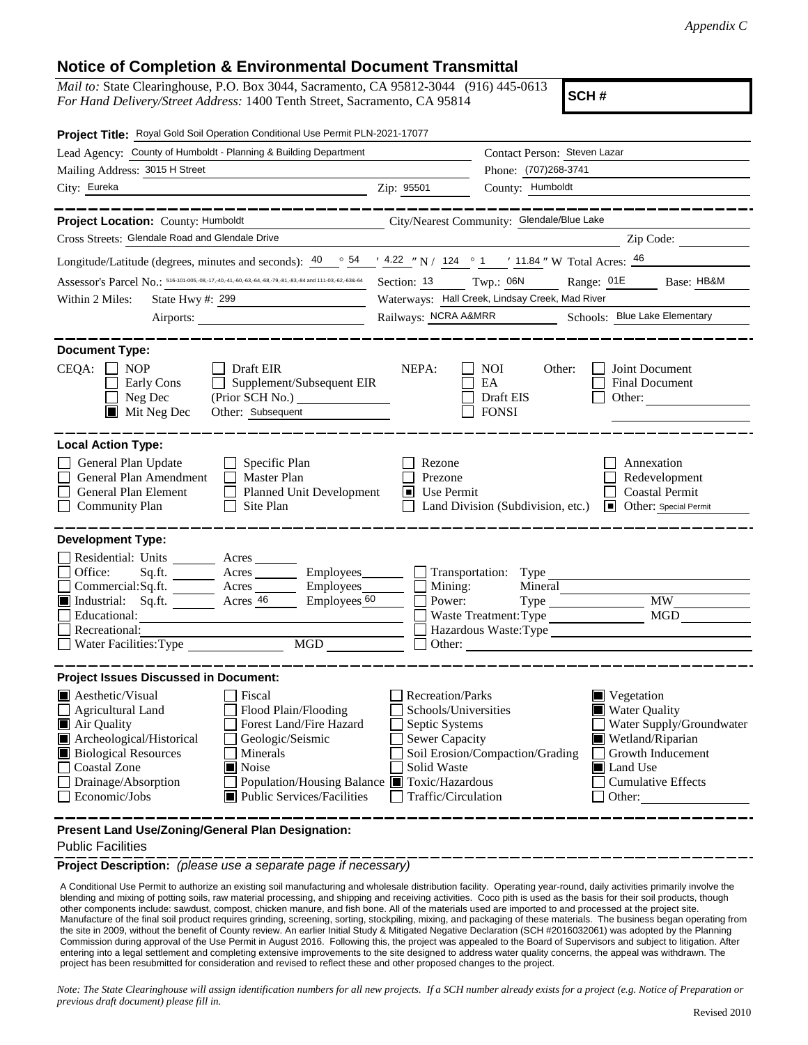*Appendix C*

# Notice of Completion & Environmental Document Transmittal

*Mail to:* State Clearinghouse, P.O. Box 3044, Sacramento, CA 95812-3044 (916) 445-0613
*For Hand Delivery/Street Address:* 1400 Tenth Street, Sacramento, CA 95814

**SCH #**

**Project Title:** Royal Gold Soil Operation Conditional Use Permit PLN-2021-17077

Lead Agency: County of Humboldt - Planning & Building Department
Contact Person: Steven Lazar
Mailing Address: 3015 H Street
Phone: (707)268-3741
City: Eureka
Zip: 95501
County: Humboldt

---

**Project Location:** County: Humboldt
City/Nearest Community: Glendale/Blue Lake
Cross Streets: Glendale Road and Glendale Drive
Zip Code:
Longitude/Latitude (degrees, minutes and seconds): 40 ° 54 ′ 4.22 ″ N / 124 ° 1 ′ 11.84 ″ W Total Acres: 46
Assessor's Parcel No.: 516-101-005,-08,-17,-40,-41,-60,-63,-64,-68,-79,-81,-83,-84 and 111-03,-62,-63&-64
Section: 13 Twp.: 06N Range: 01E Base: HB&M
Within 2 Miles: State Hwy #: 299
Waterways: Hall Creek, Lindsay Creek, Mad River
Airports:
Railways: NCRA A&MRR
Schools: Blue Lake Elementary

---

**Document Type:**

CEQA:
- [ ] NOP
- [ ] Early Cons
- [ ] Neg Dec
- [x] Mit Neg Dec
- [ ] Draft EIR
- [ ] Supplement/Subsequent EIR (Prior SCH No.)
- Other: Subsequent

NEPA:
- [ ] NOI
- [ ] EA
- [ ] Draft EIS
- [ ] FONSI

Other:
- [ ] Joint Document
- [ ] Final Document
- [ ] Other:

---

**Local Action Type:**

- [ ] General Plan Update
- [ ] General Plan Amendment
- [ ] General Plan Element
- [ ] Community Plan
- [ ] Specific Plan
- [ ] Master Plan
- [ ] Planned Unit Development
- [ ] Site Plan
- [ ] Rezone
- [ ] Prezone
- [x] Use Permit
- [ ] Land Division (Subdivision, etc.)
- [ ] Annexation
- [ ] Redevelopment
- [ ] Coastal Permit
- [x] Other: Special Permit

---

**Development Type:**

- [ ] Residential: Units ___ Acres ___
- [ ] Office: Sq.ft. ___ Acres ___ Employees ___
- [ ] Commercial: Sq.ft. ___ Acres ___ Employees ___
- [x] Industrial: Sq.ft. ___ Acres 46 Employees 60
- [ ] Educational:
- [ ] Recreational:
- [ ] Water Facilities: Type ___ MGD ___
- [ ] Transportation: Type
- [ ] Mining: Mineral
- [ ] Power: Type ___ MW ___
- [ ] Waste Treatment: Type ___ MGD ___
- [ ] Hazardous Waste: Type
- [ ] Other:

---

**Project Issues Discussed in Document:**

- [x] Aesthetic/Visual
- [ ] Agricultural Land
- [x] Air Quality
- [x] Archeological/Historical
- [x] Biological Resources
- [ ] Coastal Zone
- [ ] Drainage/Absorption
- [ ] Economic/Jobs
- [ ] Fiscal
- [ ] Flood Plain/Flooding
- [ ] Forest Land/Fire Hazard
- [ ] Geologic/Seismic
- [ ] Minerals
- [x] Noise
- [ ] Population/Housing Balance
- [x] Public Services/Facilities
- [ ] Recreation/Parks
- [ ] Schools/Universities
- [ ] Septic Systems
- [ ] Sewer Capacity
- [ ] Soil Erosion/Compaction/Grading
- [ ] Solid Waste
- [x] Toxic/Hazardous
- [ ] Traffic/Circulation
- [x] Vegetation
- [x] Water Quality
- [ ] Water Supply/Groundwater
- [x] Wetland/Riparian
- [ ] Growth Inducement
- [x] Land Use
- [ ] Cumulative Effects
- [ ] Other:

---

**Present Land Use/Zoning/General Plan Designation:**

Public Facilities

---

**Project Description:** *(please use a separate page if necessary)*

A Conditional Use Permit to authorize an existing soil manufacturing and wholesale distribution facility. Operating year-round, daily activities primarily involve the blending and mixing of potting soils, raw material processing, and shipping and receiving activities. Coco pith is used as the basis for their soil products, though other components include: sawdust, compost, chicken manure, and fish bone. All of the materials used are imported to and processed at the project site. Manufacture of the final soil product requires grinding, screening, sorting, stockpiling, mixing, and packaging of these materials. The business began operating from the site in 2009, without the benefit of County review. An earlier Initial Study & Mitigated Negative Declaration (SCH #2016032061) was adopted by the Planning Commission during approval of the Use Permit in August 2016. Following this, the project was appealed to the Board of Supervisors and subject to litigation. After entering into a legal settlement and completing extensive improvements to the site designed to address water quality concerns, the appeal was withdrawn. The project has been resubmitted for consideration and revised to reflect these and other proposed changes to the project.

*Note: The State Clearinghouse will assign identification numbers for all new projects. If a SCH number already exists for a project (e.g. Notice of Preparation or previous draft document) please fill in.*

Revised 2010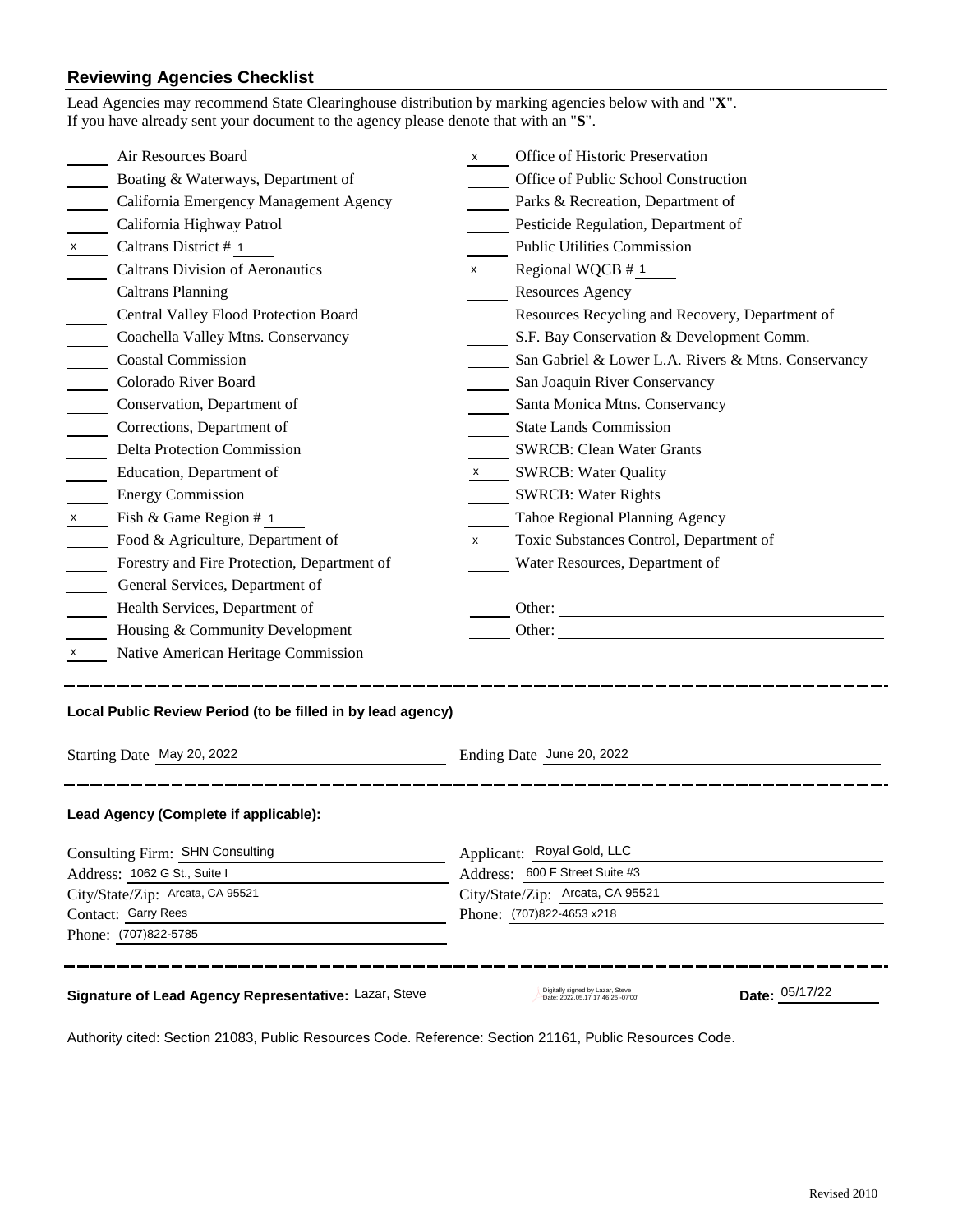## Reviewing Agencies Checklist

Lead Agencies may recommend State Clearinghouse distribution by marking agencies below with and "**X**".
If you have already sent your document to the agency please denote that with an "**S**".

| | | | |
|---|---|---|---|
| | Air Resources Board | x | Office of Historic Preservation |
| | Boating & Waterways, Department of | | Office of Public School Construction |
| | California Emergency Management Agency | | Parks & Recreation, Department of |
| | California Highway Patrol | | Pesticide Regulation, Department of |
| x | Caltrans District # 1 | | Public Utilities Commission |
| | Caltrans Division of Aeronautics | x | Regional WQCB # 1 |
| | Caltrans Planning | | Resources Agency |
| | Central Valley Flood Protection Board | | Resources Recycling and Recovery, Department of |
| | Coachella Valley Mtns. Conservancy | | S.F. Bay Conservation & Development Comm. |
| | Coastal Commission | | San Gabriel & Lower L.A. Rivers & Mtns. Conservancy |
| | Colorado River Board | | San Joaquin River Conservancy |
| | Conservation, Department of | | Santa Monica Mtns. Conservancy |
| | Corrections, Department of | | State Lands Commission |
| | Delta Protection Commission | | SWRCB: Clean Water Grants |
| | Education, Department of | x | SWRCB: Water Quality |
| | Energy Commission | | SWRCB: Water Rights |
| x | Fish & Game Region # 1 | | Tahoe Regional Planning Agency |
| | Food & Agriculture, Department of | x | Toxic Substances Control, Department of |
| | Forestry and Fire Protection, Department of | | Water Resources, Department of |
| | General Services, Department of | | |
| | Health Services, Department of | | Other: |
| | Housing & Community Development | | Other: |
| x | Native American Heritage Commission | | |

### Local Public Review Period (to be filled in by lead agency)

Starting Date May 20, 2022 Ending Date June 20, 2022

### Lead Agency (Complete if applicable):

Consulting Firm: SHN Consulting
Address: 1062 G St., Suite I
City/State/Zip: Arcata, CA 95521
Contact: Garry Rees
Phone: (707)822-5785

Applicant: Royal Gold, LLC
Address: 600 F Street Suite #3
City/State/Zip: Arcata, CA 95521
Phone: (707)822-4653 x218

**Signature of Lead Agency Representative:** Lazar, Steve Digitally signed by Lazar, Steve Date: 2022.05.17 17:46:26 -07'00' **Date:** 05/17/22

Authority cited: Section 21083, Public Resources Code. Reference: Section 21161, Public Resources Code.

Revised 2010